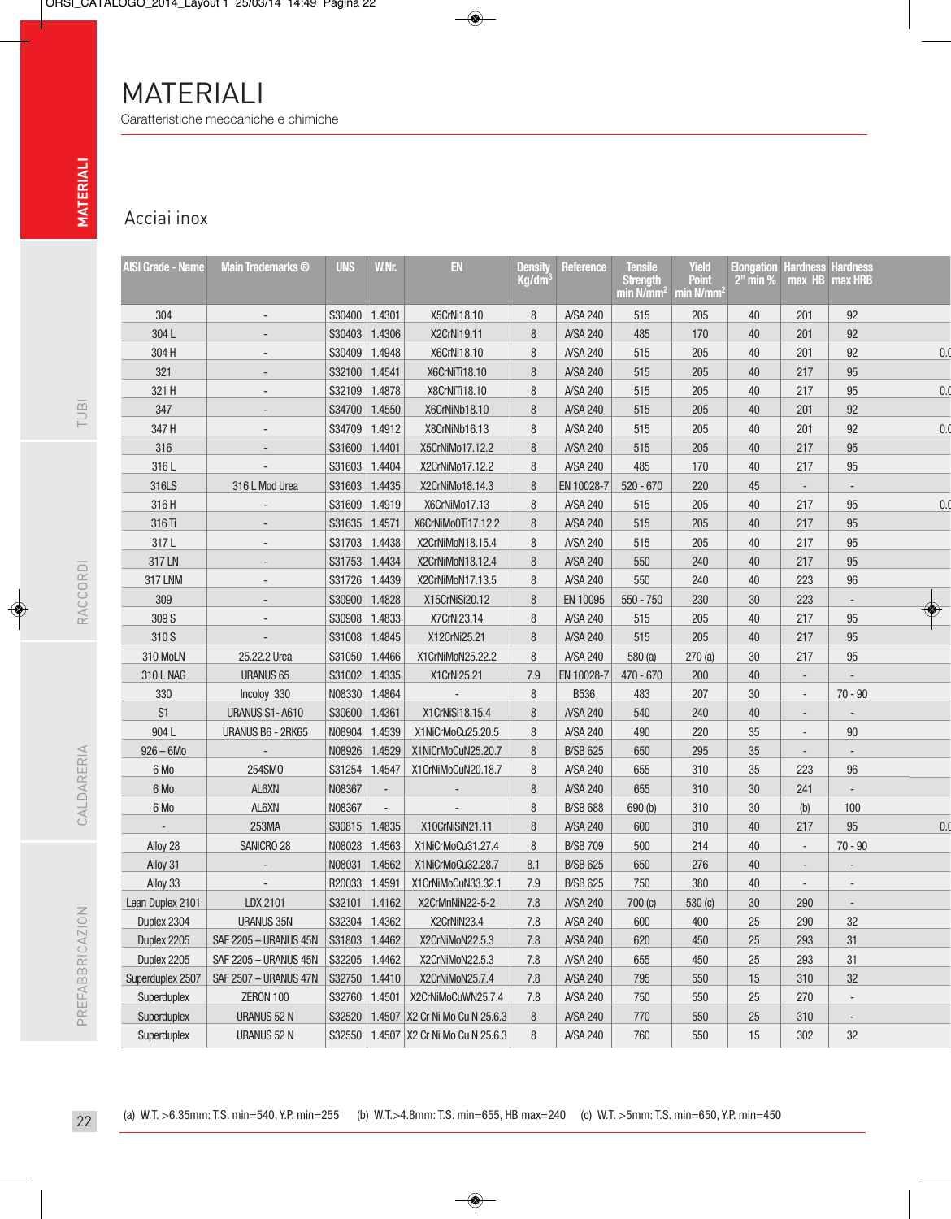# MATERIALI

Caratteristiche meccaniche e chimiche

## Acciai inox

| AISI Grade - Name | Main Trademarks ® | UNS | W.Nr. | EN | Density Kg/dm$^3$ | Reference | Tensile Strength min N/mm$^2$ | Yield Point min N/mm$^2$ | Elongation 2" min % | Hardness max HB | Hardness max HRB |
|---|---|---|---|---|---|---|---|---|---|---|---|
| 304 | - | S30400 | 1.4301 | X5CrNi18.10 | 8 | A/SA 240 | 515 | 205 | 40 | 201 | 92 |
| 304 L | - | S30403 | 1.4306 | X2CrNi19.11 | 8 | A/SA 240 | 485 | 170 | 40 | 201 | 92 |
| 304 H | - | S30409 | 1.4948 | X6CrNi18.10 | 8 | A/SA 240 | 515 | 205 | 40 | 201 | 92 |
| 321 | - | S32100 | 1.4541 | X6CrNiTi18.10 | 8 | A/SA 240 | 515 | 205 | 40 | 217 | 95 |
| 321 H | - | S32109 | 1.4878 | X8CrNiTi18.10 | 8 | A/SA 240 | 515 | 205 | 40 | 217 | 95 |
| 347 | - | S34700 | 1.4550 | X6CrNiNb18.10 | 8 | A/SA 240 | 515 | 205 | 40 | 201 | 92 |
| 347 H | - | S34709 | 1.4912 | X8CrNiNb16.13 | 8 | A/SA 240 | 515 | 205 | 40 | 201 | 92 |
| 316 | - | S31600 | 1.4401 | X5CrNiMo17.12.2 | 8 | A/SA 240 | 515 | 205 | 40 | 217 | 95 |
| 316 L | - | S31603 | 1.4404 | X2CrNiMo17.12.2 | 8 | A/SA 240 | 485 | 170 | 40 | 217 | 95 |
| 316LS | 316 L Mod Urea | S31603 | 1.4435 | X2CrNiMo18.14.3 | 8 | EN 10028-7 | 520 - 670 | 220 | 45 | - | - |
| 316 H | - | S31609 | 1.4919 | X6CrNiMo17.13 | 8 | A/SA 240 | 515 | 205 | 40 | 217 | 95 |
| 316 Ti | - | S31635 | 1.4571 | X6CrNiMo0Ti17.12.2 | 8 | A/SA 240 | 515 | 205 | 40 | 217 | 95 |
| 317 L | - | S31703 | 1.4438 | X2CrNiMoN18.15.4 | 8 | A/SA 240 | 515 | 205 | 40 | 217 | 95 |
| 317 LN | - | S31753 | 1.4434 | X2CrNiMoN18.12.4 | 8 | A/SA 240 | 550 | 240 | 40 | 217 | 95 |
| 317 LNM | - | S31726 | 1.4439 | X2CrNiMoN17.13.5 | 8 | A/SA 240 | 550 | 240 | 40 | 223 | 96 |
| 309 | - | S30900 | 1.4828 | X15CrNiSi20.12 | 8 | EN 10095 | 550 - 750 | 230 | 30 | 223 | - |
| 309 S | - | S30908 | 1.4833 | X7CrNi23.14 | 8 | A/SA 240 | 515 | 205 | 40 | 217 | 95 |
| 310 S | - | S31008 | 1.4845 | X12CrNi25.21 | 8 | A/SA 240 | 515 | 205 | 40 | 217 | 95 |
| 310 MoLN | 25.22.2 Urea | S31050 | 1.4466 | X1CrNiMoN25.22.2 | 8 | A/SA 240 | 580 (a) | 270 (a) | 30 | 217 | 95 |
| 310 L NAG | URANUS 65 | S31002 | 1.4335 | X1CrNi25.21 | 7.9 | EN 10028-7 | 470 - 670 | 200 | 40 | - | - |
| 330 | Incoloy 330 | N08330 | 1.4864 | - | 8 | B536 | 483 | 207 | 30 | - | 70 - 90 |
| S1 | URANUS S1- A610 | S30600 | 1.4361 | X1CrNiSi18.15.4 | 8 | A/SA 240 | 540 | 240 | 40 | - | - |
| 904 L | URANUS B6 - 2RK65 | N08904 | 1.4539 | X1NiCrMoCu25.20.5 | 8 | A/SA 240 | 490 | 220 | 35 | - | 90 |
| 926 – 6Mo | - | N08926 | 1.4529 | X1NiCrMoCuN25.20.7 | 8 | B/SB 625 | 650 | 295 | 35 | - | - |
| 6 Mo | 254SMO | S31254 | 1.4547 | X1CrNiMoCuN20.18.7 | 8 | A/SA 240 | 655 | 310 | 35 | 223 | 96 |
| 6 Mo | AL6XN | N08367 | - | - | 8 | A/SA 240 | 655 | 310 | 30 | 241 | - |
| 6 Mo | AL6XN | N08367 | - | - | 8 | B/SB 688 | 690 (b) | 310 | 30 | (b) | 100 |
| - | 253MA | S30815 | 1.4835 | X10CrNiSiN21.11 | 8 | A/SA 240 | 600 | 310 | 40 | 217 | 95 |
| Alloy 28 | SANICRO 28 | N08028 | 1.4563 | X1NiCrMoCu31.27.4 | 8 | B/SB 709 | 500 | 214 | 40 | - | 70 - 90 |
| Alloy 31 | - | N08031 | 1.4562 | X1NiCrMoCu32.28.7 | 8.1 | B/SB 625 | 650 | 276 | 40 | - | - |
| Alloy 33 | - | R20033 | 1.4591 | X1CrNiMoCuN33.32.1 | 7.9 | B/SB 625 | 750 | 380 | 40 | - | - |
| Lean Duplex 2101 | LDX 2101 | S32101 | 1.4162 | X2CrMnNiN22-5-2 | 7.8 | A/SA 240 | 700 (c) | 530 (c) | 30 | 290 | - |
| Duplex 2304 | URANUS 35N | S32304 | 1.4362 | X2CrNiN23.4 | 7.8 | A/SA 240 | 600 | 400 | 25 | 290 | 32 |
| Duplex 2205 | SAF 2205 – URANUS 45N | S31803 | 1.4462 | X2CrNiMoN22.5.3 | 7.8 | A/SA 240 | 620 | 450 | 25 | 293 | 31 |
| Duplex 2205 | SAF 2205 – URANUS 45N | S32205 | 1.4462 | X2CrNiMoN22.5.3 | 7.8 | A/SA 240 | 655 | 450 | 25 | 293 | 31 |
| Superduplex 2507 | SAF 2507 – URANUS 47N | S32750 | 1.4410 | X2CrNiMoN25.7.4 | 7.8 | A/SA 240 | 795 | 550 | 15 | 310 | 32 |
| Superduplex | ZERON 100 | S32760 | 1.4501 | X2CrNiMoCuWN25.7.4 | 7.8 | A/SA 240 | 750 | 550 | 25 | 270 | - |
| Superduplex | URANUS 52 N | S32520 | 1.4507 | X2 Cr Ni Mo Cu N 25.6.3 | 8 | A/SA 240 | 770 | 550 | 25 | 310 | - |
| Superduplex | URANUS 52 N | S32550 | 1.4507 | X2 Cr Ni Mo Cu N 25.6.3 | 8 | A/SA 240 | 760 | 550 | 15 | 302 | 32 |

(a) W.T. >6.35mm: T.S. min=540, Y.P. min=255 (b) W.T.>4.8mm: T.S. min=655, HB max=240 (c) W.T. >5mm: T.S. min=650, Y.P. min=450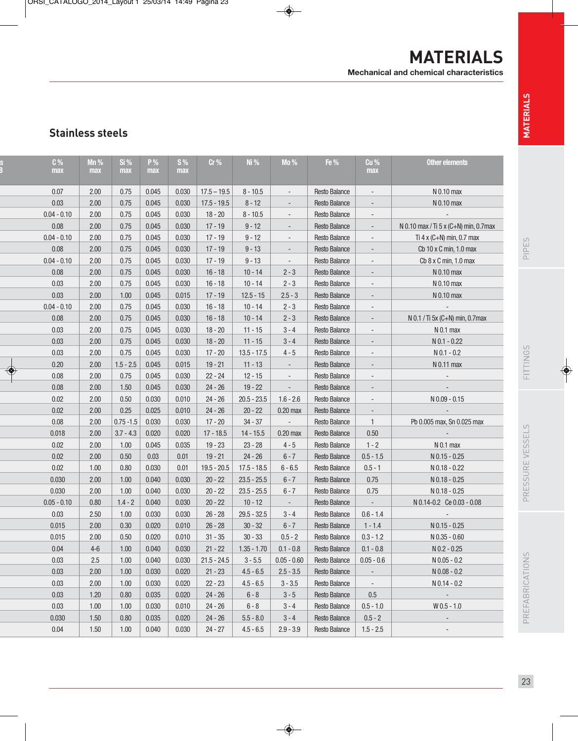# MATERIALS

**Mechanical and chemical characteristics**

## Stainless steels

| C % max | Mn % max | Si % max | P % max | S % max | Cr % | Ni % | Mo % | Fe % | Cu % max | Other elements |
|---|---|---|---|---|---|---|---|---|---|---|
| 0.07 | 2.00 | 0.75 | 0.045 | 0.030 | 17.5 – 19.5 | 8 - 10.5 | - | Resto Balance | - | N 0.10 max |
| 0.03 | 2.00 | 0.75 | 0.045 | 0.030 | 17.5 - 19.5 | 8 - 12 | - | Resto Balance | - | N 0.10 max |
| 0.04 - 0.10 | 2.00 | 0.75 | 0.045 | 0.030 | 18 - 20 | 8 - 10.5 | - | Resto Balance | - | - |
| 0.08 | 2.00 | 0.75 | 0.045 | 0.030 | 17 - 19 | 9 - 12 | - | Resto Balance | - | N 0.10 max / Ti 5 x (C+N) min, 0.7max |
| 0.04 - 0.10 | 2.00 | 0.75 | 0.045 | 0.030 | 17 - 19 | 9 - 12 | - | Resto Balance | - | Ti 4 x (C+N) min, 0.7 max |
| 0.08 | 2.00 | 0.75 | 0.045 | 0.030 | 17 - 19 | 9 - 13 | - | Resto Balance | - | Cb 10 x C min, 1.0 max |
| 0.04 - 0.10 | 2.00 | 0.75 | 0.045 | 0.030 | 17 - 19 | 9 - 13 | - | Resto Balance | - | Cb 8 x C min, 1.0 max |
| 0.08 | 2.00 | 0.75 | 0.045 | 0.030 | 16 - 18 | 10 - 14 | 2 - 3 | Resto Balance | - | N 0.10 max |
| 0.03 | 2.00 | 0.75 | 0.045 | 0.030 | 16 - 18 | 10 - 14 | 2 - 3 | Resto Balance | - | N 0.10 max |
| 0.03 | 2.00 | 1.00 | 0.045 | 0.015 | 17 - 19 | 12.5 - 15 | 2.5 - 3 | Resto Balance | - | N 0.10 max |
| 0.04 - 0.10 | 2.00 | 0.75 | 0.045 | 0.030 | 16 - 18 | 10 - 14 | 2 - 3 | Resto Balance | - | - |
| 0.08 | 2.00 | 0.75 | 0.045 | 0.030 | 16 - 18 | 10 - 14 | 2 - 3 | Resto Balance | - | N 0.1 / Ti 5x (C+N) min, 0.7max |
| 0.03 | 2.00 | 0.75 | 0.045 | 0.030 | 18 - 20 | 11 - 15 | 3 - 4 | Resto Balance | - | N 0.1 max |
| 0.03 | 2.00 | 0.75 | 0.045 | 0.030 | 18 - 20 | 11 - 15 | 3 - 4 | Resto Balance | - | N 0.1 - 0.22 |
| 0.03 | 2.00 | 0.75 | 0.045 | 0.030 | 17 - 20 | 13.5 - 17.5 | 4 - 5 | Resto Balance | - | N 0.1 - 0.2 |
| 0.20 | 2.00 | 1.5 - 2.5 | 0.045 | 0.015 | 19 - 21 | 11 - 13 | - | Resto Balance | - | N 0.11 max |
| 0.08 | 2.00 | 0.75 | 0.045 | 0.030 | 22 - 24 | 12 - 15 | - | Resto Balance | - | - |
| 0.08 | 2.00 | 1.50 | 0.045 | 0.030 | 24 - 26 | 19 - 22 | - | Resto Balance | - | - |
| 0.02 | 2.00 | 0.50 | 0.030 | 0.010 | 24 - 26 | 20.5 - 23.5 | 1.6 - 2.6 | Resto Balance | - | N 0.09 - 0.15 |
| 0.02 | 2.00 | 0.25 | 0.025 | 0.010 | 24 - 26 | 20 - 22 | 0.20 max | Resto Balance | - | - |
| 0.08 | 2.00 | 0.75 -1.5 | 0.030 | 0.030 | 17 - 20 | 34 - 37 | - | Resto Balance | 1 | Pb 0.005 max, Sn 0.025 max |
| 0.018 | 2.00 | 3.7 - 4.3 | 0.020 | 0.020 | 17 - 18.5 | 14 - 15.5 | 0.20 max | Resto Balance | 0.50 | - |
| 0.02 | 2.00 | 1.00 | 0.045 | 0.035 | 19 - 23 | 23 - 28 | 4 - 5 | Resto Balance | 1 - 2 | N 0.1 max |
| 0.02 | 2.00 | 0.50 | 0.03 | 0.01 | 19 - 21 | 24 - 26 | 6 - 7 | Resto Balance | 0.5 - 1.5 | N 0.15 - 0.25 |
| 0.02 | 1.00 | 0.80 | 0.030 | 0.01 | 19.5 - 20.5 | 17.5 - 18.5 | 6 - 6.5 | Resto Balance | 0.5 - 1 | N 0.18 - 0.22 |
| 0.030 | 2.00 | 1.00 | 0.040 | 0.030 | 20 - 22 | 23.5 - 25.5 | 6 - 7 | Resto Balance | 0.75 | N 0.18 - 0.25 |
| 0.030 | 2.00 | 1.00 | 0.040 | 0.030 | 20 - 22 | 23.5 - 25.5 | 6 - 7 | Resto Balance | 0.75 | N 0.18 - 0.25 |
| 0.05 - 0.10 | 0.80 | 1.4 - 2 | 0.040 | 0.030 | 20 - 22 | 10 - 12 | - | Resto Balance | - | N 0.14-0.2 Ce 0.03 - 0.08 |
| 0.03 | 2.50 | 1.00 | 0.030 | 0.030 | 26 - 28 | 29.5 - 32.5 | 3 - 4 | Resto Balance | 0.6 - 1.4 | - |
| 0.015 | 2.00 | 0.30 | 0.020 | 0.010 | 26 - 28 | 30 - 32 | 6 - 7 | Resto Balance | 1 - 1.4 | N 0.15 - 0.25 |
| 0.015 | 2.00 | 0.50 | 0.020 | 0.010 | 31 - 35 | 30 - 33 | 0.5 - 2 | Resto Balance | 0.3 - 1.2 | N 0.35 - 0.60 |
| 0.04 | 4-6 | 1.00 | 0.040 | 0.030 | 21 - 22 | 1.35 - 1.70 | 0.1 - 0.8 | Resto Balance | 0.1 - 0.8 | N 0.2 - 0.25 |
| 0.03 | 2.5 | 1.00 | 0.040 | 0.030 | 21.5 - 24.5 | 3 - 5.5 | 0.05 - 0.60 | Resto Balance | 0.05 - 0.6 | N 0.05 - 0.2 |
| 0.03 | 2.00 | 1.00 | 0.030 | 0.020 | 21 - 23 | 4.5 - 6.5 | 2.5 - 3.5 | Resto Balance | - | N 0.08 - 0.2 |
| 0.03 | 2.00 | 1.00 | 0.030 | 0.020 | 22 - 23 | 4.5 - 6.5 | 3 - 3.5 | Resto Balance | - | N 0.14 - 0.2 |
| 0.03 | 1.20 | 0.80 | 0.035 | 0.020 | 24 - 26 | 6 - 8 | 3 - 5 | Resto Balance | 0.5 | - |
| 0.03 | 1.00 | 1.00 | 0.030 | 0.010 | 24 - 26 | 6 - 8 | 3 - 4 | Resto Balance | 0.5 - 1.0 | W 0.5 - 1.0 |
| 0.030 | 1.50 | 0.80 | 0.035 | 0.020 | 24 - 26 | 5.5 - 8.0 | 3 - 4 | Resto Balance | 0.5 - 2 | - |
| 0.04 | 1.50 | 1.00 | 0.040 | 0.030 | 24 - 27 | 4.5 - 6.5 | 2.9 - 3.9 | Resto Balance | 1.5 - 2.5 | - |